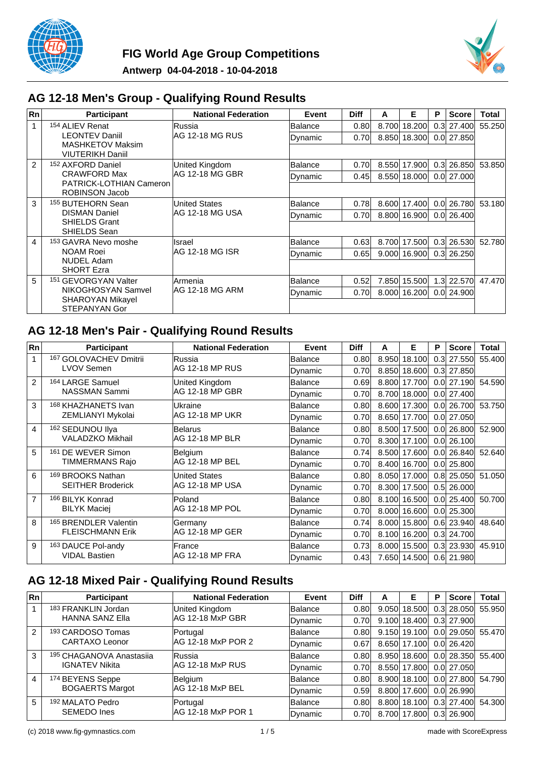# FIG World Age Group Competitions

**Antwerp 04-04-2018 - 10-04-2018**

## AG 12-18 Men's Group - Qualifying Round Results

| Rn | Participant | National Federation | Event | Diff | A | E | P | Score | Total |
|---|---|---|---|---|---|---|---|---|---|
| 1 | 154 ALIEV Renat<br>LEONTEV Daniil<br>MASHKETOV Maksim<br>VIUTERIKH Daniil | Russia<br>AG 12-18 MG RUS | Balance | 0.80 | 8.700 | 18.200 | 0.3 | 27.400 | 55.250 |
| | | | Dynamic | 0.70 | 8.850 | 18.300 | 0.0 | 27.850 | |
| 2 | 152 AXFORD Daniel<br>CRAWFORD Max<br>PATRICK-LOTHIAN Cameron<br>ROBINSON Jacob | United Kingdom<br>AG 12-18 MG GBR | Balance | 0.70 | 8.550 | 17.900 | 0.3 | 26.850 | 53.850 |
| | | | Dynamic | 0.45 | 8.550 | 18.000 | 0.0 | 27.000 | |
| 3 | 155 BUTEHORN Sean<br>DISMAN Daniel<br>SHIELDS Grant<br>SHIELDS Sean | United States<br>AG 12-18 MG USA | Balance | 0.78 | 8.600 | 17.400 | 0.0 | 26.780 | 53.180 |
| | | | Dynamic | 0.70 | 8.800 | 16.900 | 0.0 | 26.400 | |
| 4 | 153 GAVRA Nevo moshe<br>NOAM Roei<br>NUDEL Adam<br>SHORT Ezra | Israel<br>AG 12-18 MG ISR | Balance | 0.63 | 8.700 | 17.500 | 0.3 | 26.530 | 52.780 |
| | | | Dynamic | 0.65 | 9.000 | 16.900 | 0.3 | 26.250 | |
| 5 | 151 GEVORGYAN Valter<br>NIKOGHOSYAN Samvel<br>SHAROYAN Mikayel<br>STEPANYAN Gor | Armenia<br>AG 12-18 MG ARM | Balance | 0.52 | 7.850 | 15.500 | 1.3 | 22.570 | 47.470 |
| | | | Dynamic | 0.70 | 8.000 | 16.200 | 0.0 | 24.900 | |

## AG 12-18 Men's Pair - Qualifying Round Results

| Rn | Participant | National Federation | Event | Diff | A | E | P | Score | Total |
|---|---|---|---|---|---|---|---|---|---|
| 1 | 167 GOLOVACHEV Dmitrii<br>LVOV Semen | Russia<br>AG 12-18 MP RUS | Balance | 0.80 | 8.950 | 18.100 | 0.3 | 27.550 | 55.400 |
| | | | Dynamic | 0.70 | 8.850 | 18.600 | 0.3 | 27.850 | |
| 2 | 164 LARGE Samuel<br>NASSMAN Sammi | United Kingdom<br>AG 12-18 MP GBR | Balance | 0.69 | 8.800 | 17.700 | 0.0 | 27.190 | 54.590 |
| | | | Dynamic | 0.70 | 8.700 | 18.000 | 0.0 | 27.400 | |
| 3 | 168 KHAZHANETS Ivan<br>ZEMLIANYI Mykolai | Ukraine<br>AG 12-18 MP UKR | Balance | 0.80 | 8.600 | 17.300 | 0.0 | 26.700 | 53.750 |
| | | | Dynamic | 0.70 | 8.650 | 17.700 | 0.0 | 27.050 | |
| 4 | 162 SEDUNOU Ilya<br>VALADZKO Mikhail | Belarus<br>AG 12-18 MP BLR | Balance | 0.80 | 8.500 | 17.500 | 0.0 | 26.800 | 52.900 |
| | | | Dynamic | 0.70 | 8.300 | 17.100 | 0.0 | 26.100 | |
| 5 | 161 DE WEVER Simon<br>TIMMERMANS Rajo | Belgium<br>AG 12-18 MP BEL | Balance | 0.74 | 8.500 | 17.600 | 0.0 | 26.840 | 52.640 |
| | | | Dynamic | 0.70 | 8.400 | 16.700 | 0.0 | 25.800 | |
| 6 | 169 BROOKS Nathan<br>SEITHER Broderick | United States<br>AG 12-18 MP USA | Balance | 0.80 | 8.050 | 17.000 | 0.8 | 25.050 | 51.050 |
| | | | Dynamic | 0.70 | 8.300 | 17.500 | 0.5 | 26.000 | |
| 7 | 166 BILYK Konrad<br>BILYK Maciej | Poland<br>AG 12-18 MP POL | Balance | 0.80 | 8.100 | 16.500 | 0.0 | 25.400 | 50.700 |
| | | | Dynamic | 0.70 | 8.000 | 16.600 | 0.0 | 25.300 | |
| 8 | 165 BRENDLER Valentin<br>FLEISCHMANN Erik | Germany<br>AG 12-18 MP GER | Balance | 0.74 | 8.000 | 15.800 | 0.6 | 23.940 | 48.640 |
| | | | Dynamic | 0.70 | 8.100 | 16.200 | 0.3 | 24.700 | |
| 9 | 163 DAUCE Pol-andy<br>VIDAL Bastien | France<br>AG 12-18 MP FRA | Balance | 0.73 | 8.000 | 15.500 | 0.3 | 23.930 | 45.910 |
| | | | Dynamic | 0.43 | 7.650 | 14.500 | 0.6 | 21.980 | |

## AG 12-18 Mixed Pair - Qualifying Round Results

| Rn | Participant | National Federation | Event | Diff | A | E | P | Score | Total |
|---|---|---|---|---|---|---|---|---|---|
| 1 | 183 FRANKLIN Jordan<br>HANNA SANZ Ella | United Kingdom<br>AG 12-18 MxP GBR | Balance | 0.80 | 9.050 | 18.500 | 0.3 | 28.050 | 55.950 |
| | | | Dynamic | 0.70 | 9.100 | 18.400 | 0.3 | 27.900 | |
| 2 | 193 CARDOSO Tomas<br>CARTAXO Leonor | Portugal<br>AG 12-18 MxP POR 2 | Balance | 0.80 | 9.150 | 19.100 | 0.0 | 29.050 | 55.470 |
| | | | Dynamic | 0.67 | 8.650 | 17.100 | 0.0 | 26.420 | |
| 3 | 195 CHAGANOVA Anastasiia<br>IGNATEV Nikita | Russia<br>AG 12-18 MxP RUS | Balance | 0.80 | 8.950 | 18.600 | 0.0 | 28.350 | 55.400 |
| | | | Dynamic | 0.70 | 8.550 | 17.800 | 0.0 | 27.050 | |
| 4 | 174 BEYENS Seppe<br>BOGAERTS Margot | Belgium<br>AG 12-18 MxP BEL | Balance | 0.80 | 8.900 | 18.100 | 0.0 | 27.800 | 54.790 |
| | | | Dynamic | 0.59 | 8.800 | 17.600 | 0.0 | 26.990 | |
| 5 | 192 MALATO Pedro<br>SEMEDO Ines | Portugal<br>AG 12-18 MxP POR 1 | Balance | 0.80 | 8.800 | 18.100 | 0.3 | 27.400 | 54.300 |
| | | | Dynamic | 0.70 | 8.700 | 17.800 | 0.3 | 26.900 | |

(c) 2018 www.fig-gymnastics.com made with ScoreExpress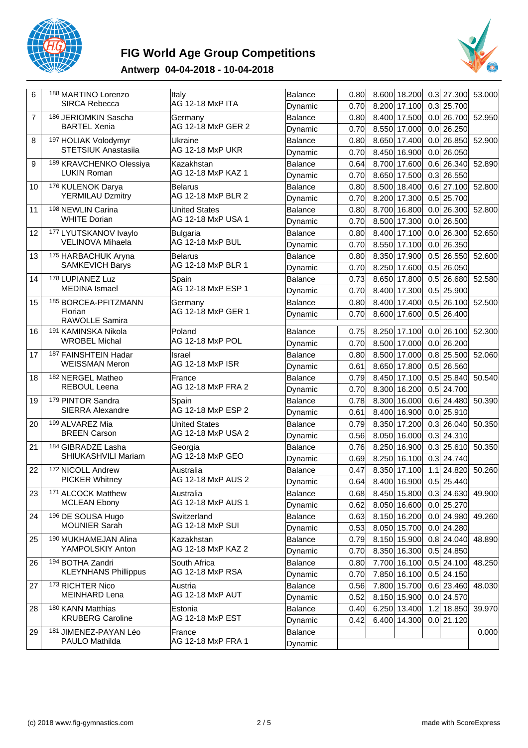# FIG World Age Group Competitions

## Antwerp 04-04-2018 - 10-04-2018

| Rank | Gymnasts | Team | Exercise | | | | | | Total |
|---|---|---|---|---|---|---|---|---|---|
| 6 | 188 MARTINO Lorenzo<br>SIRCA Rebecca | Italy<br>AG 12-18 MxP ITA | Balance | 0.80 | 8.600 | 18.200 | 0.3 | 27.300 | 53.000 |
| | | | Dynamic | 0.70 | 8.200 | 17.100 | 0.3 | 25.700 | |
| 7 | 186 JERIOMKIN Sascha<br>BARTEL Xenia | Germany<br>AG 12-18 MxP GER 2 | Balance | 0.80 | 8.400 | 17.500 | 0.0 | 26.700 | 52.950 |
| | | | Dynamic | 0.70 | 8.550 | 17.000 | 0.0 | 26.250 | |
| 8 | 197 HOLIAK Volodymyr<br>STETSIUK Anastasiia | Ukraine<br>AG 12-18 MxP UKR | Balance | 0.80 | 8.650 | 17.400 | 0.0 | 26.850 | 52.900 |
| | | | Dynamic | 0.70 | 8.450 | 16.900 | 0.0 | 26.050 | |
| 9 | 189 KRAVCHENKO Olessiya<br>LUKIN Roman | Kazakhstan<br>AG 12-18 MxP KAZ 1 | Balance | 0.64 | 8.700 | 17.600 | 0.6 | 26.340 | 52.890 |
| | | | Dynamic | 0.70 | 8.650 | 17.500 | 0.3 | 26.550 | |
| 10 | 176 KULENOK Darya<br>YERMILAU Dzmitry | Belarus<br>AG 12-18 MxP BLR 2 | Balance | 0.80 | 8.500 | 18.400 | 0.6 | 27.100 | 52.800 |
| | | | Dynamic | 0.70 | 8.200 | 17.300 | 0.5 | 25.700 | |
| 11 | 198 NEWLIN Carina<br>WHITE Dorian | United States<br>AG 12-18 MxP USA 1 | Balance | 0.80 | 8.700 | 16.800 | 0.0 | 26.300 | 52.800 |
| | | | Dynamic | 0.70 | 8.500 | 17.300 | 0.0 | 26.500 | |
| 12 | 177 LYUTSKANOV Ivaylo<br>VELINOVA Mihaela | Bulgaria<br>AG 12-18 MxP BUL | Balance | 0.80 | 8.400 | 17.100 | 0.0 | 26.300 | 52.650 |
| | | | Dynamic | 0.70 | 8.550 | 17.100 | 0.0 | 26.350 | |
| 13 | 175 HARBACHUK Aryna<br>SAMKEVICH Barys | Belarus<br>AG 12-18 MxP BLR 1 | Balance | 0.80 | 8.350 | 17.900 | 0.5 | 26.550 | 52.600 |
| | | | Dynamic | 0.70 | 8.250 | 17.600 | 0.5 | 26.050 | |
| 14 | 178 LUPIANEZ Luz<br>MEDINA Ismael | Spain<br>AG 12-18 MxP ESP 1 | Balance | 0.73 | 8.650 | 17.800 | 0.5 | 26.680 | 52.580 |
| | | | Dynamic | 0.70 | 8.400 | 17.300 | 0.5 | 25.900 | |
| 15 | 185 BORCEA-PFITZMANN Florian<br>RAWOLLE Samira | Germany<br>AG 12-18 MxP GER 1 | Balance | 0.80 | 8.400 | 17.400 | 0.5 | 26.100 | 52.500 |
| | | | Dynamic | 0.70 | 8.600 | 17.600 | 0.5 | 26.400 | |
| 16 | 191 KAMINSKA Nikola<br>WROBEL Michal | Poland<br>AG 12-18 MxP POL | Balance | 0.75 | 8.250 | 17.100 | 0.0 | 26.100 | 52.300 |
| | | | Dynamic | 0.70 | 8.500 | 17.000 | 0.0 | 26.200 | |
| 17 | 187 FAINSHTEIN Hadar<br>WEISSMAN Meron | Israel<br>AG 12-18 MxP ISR | Balance | 0.80 | 8.500 | 17.000 | 0.8 | 25.500 | 52.060 |
| | | | Dynamic | 0.61 | 8.650 | 17.800 | 0.5 | 26.560 | |
| 18 | 182 NERGEL Matheo<br>REBOUL Leena | France<br>AG 12-18 MxP FRA 2 | Balance | 0.79 | 8.450 | 17.100 | 0.5 | 25.840 | 50.540 |
| | | | Dynamic | 0.70 | 8.300 | 16.200 | 0.5 | 24.700 | |
| 19 | 179 PINTOR Sandra<br>SIERRA Alexandre | Spain<br>AG 12-18 MxP ESP 2 | Balance | 0.78 | 8.300 | 16.000 | 0.6 | 24.480 | 50.390 |
| | | | Dynamic | 0.61 | 8.400 | 16.900 | 0.0 | 25.910 | |
| 20 | 199 ALVAREZ Mia<br>BREEN Carson | United States<br>AG 12-18 MxP USA 2 | Balance | 0.79 | 8.350 | 17.200 | 0.3 | 26.040 | 50.350 |
| | | | Dynamic | 0.56 | 8.050 | 16.000 | 0.3 | 24.310 | |
| 21 | 184 GIBRADZE Lasha<br>SHIUKASHVILI Mariam | Georgia<br>AG 12-18 MxP GEO | Balance | 0.76 | 8.250 | 16.900 | 0.3 | 25.610 | 50.350 |
| | | | Dynamic | 0.69 | 8.250 | 16.100 | 0.3 | 24.740 | |
| 22 | 172 NICOLL Andrew<br>PICKER Whitney | Australia<br>AG 12-18 MxP AUS 2 | Balance | 0.47 | 8.350 | 17.100 | 1.1 | 24.820 | 50.260 |
| | | | Dynamic | 0.64 | 8.400 | 16.900 | 0.5 | 25.440 | |
| 23 | 171 ALCOCK Matthew<br>MCLEAN Ebony | Australia<br>AG 12-18 MxP AUS 1 | Balance | 0.68 | 8.450 | 15.800 | 0.3 | 24.630 | 49.900 |
| | | | Dynamic | 0.62 | 8.050 | 16.600 | 0.0 | 25.270 | |
| 24 | 196 DE SOUSA Hugo<br>MOUNIER Sarah | Switzerland<br>AG 12-18 MxP SUI | Balance | 0.63 | 8.150 | 16.200 | 0.0 | 24.980 | 49.260 |
| | | | Dynamic | 0.53 | 8.050 | 15.700 | 0.0 | 24.280 | |
| 25 | 190 MUKHAMEJAN Alina<br>YAMPOLSKIY Anton | Kazakhstan<br>AG 12-18 MxP KAZ 2 | Balance | 0.79 | 8.150 | 15.900 | 0.8 | 24.040 | 48.890 |
| | | | Dynamic | 0.70 | 8.350 | 16.300 | 0.5 | 24.850 | |
| 26 | 194 BOTHA Zandri<br>KLEYNHANS Phillippus | South Africa<br>AG 12-18 MxP RSA | Balance | 0.80 | 7.700 | 16.100 | 0.5 | 24.100 | 48.250 |
| | | | Dynamic | 0.70 | 7.850 | 16.100 | 0.5 | 24.150 | |
| 27 | 173 RICHTER Nico<br>MEINHARD Lena | Austria<br>AG 12-18 MxP AUT | Balance | 0.56 | 7.800 | 15.700 | 0.6 | 23.460 | 48.030 |
| | | | Dynamic | 0.52 | 8.150 | 15.900 | 0.0 | 24.570 | |
| 28 | 180 KANN Matthias<br>KRUBERG Caroline | Estonia<br>AG 12-18 MxP EST | Balance | 0.40 | 6.250 | 13.400 | 1.2 | 18.850 | 39.970 |
| | | | Dynamic | 0.42 | 6.400 | 14.300 | 0.0 | 21.120 | |
| 29 | 181 JIMENEZ-PAYAN Léo<br>PAULO Mathilda | France<br>AG 12-18 MxP FRA 1 | Balance | | | | | | 0.000 |
| | | | Dynamic | | | | | | |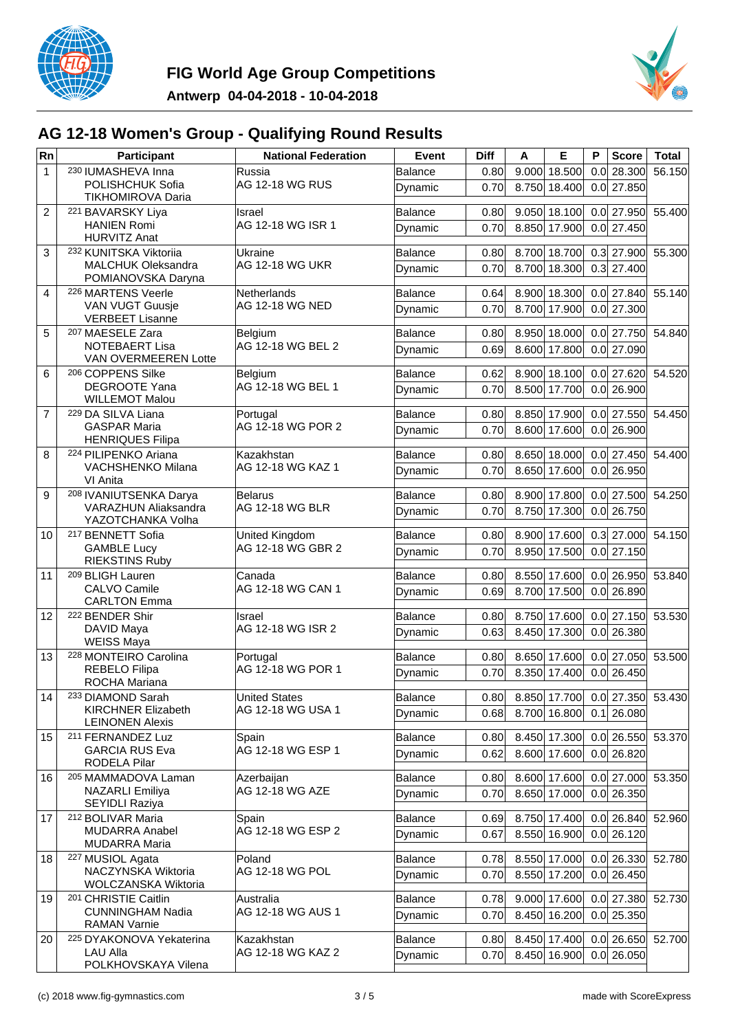# FIG World Age Group Competitions

**Antwerp 04-04-2018 - 10-04-2018**

## AG 12-18 Women's Group - Qualifying Round Results

| Rn | Participant | National Federation | Event | Diff | A | E | P | Score | Total |
|---|---|---|---|---|---|---|---|---|---|
| 1 | 230 IUMASHEVA Inna<br>POLISHCHUK Sofia<br>TIKHOMIROVA Daria | Russia<br>AG 12-18 WG RUS | Balance | 0.80 | 9.000 | 18.500 | 0.0 | 28.300 | 56.150 |
| | | | Dynamic | 0.70 | 8.750 | 18.400 | 0.0 | 27.850 | |
| 2 | 221 BAVARSKY Liya<br>HANIEN Romi<br>HURVITZ Anat | Israel<br>AG 12-18 WG ISR 1 | Balance | 0.80 | 9.050 | 18.100 | 0.0 | 27.950 | 55.400 |
| | | | Dynamic | 0.70 | 8.850 | 17.900 | 0.0 | 27.450 | |
| 3 | 232 KUNITSKA Viktoriia<br>MALCHUK Oleksandra<br>POMIANOVSKA Daryna | Ukraine<br>AG 12-18 WG UKR | Balance | 0.80 | 8.700 | 18.700 | 0.3 | 27.900 | 55.300 |
| | | | Dynamic | 0.70 | 8.700 | 18.300 | 0.3 | 27.400 | |
| 4 | 226 MARTENS Veerle<br>VAN VUGT Guusje<br>VERBEET Lisanne | Netherlands<br>AG 12-18 WG NED | Balance | 0.64 | 8.900 | 18.300 | 0.0 | 27.840 | 55.140 |
| | | | Dynamic | 0.70 | 8.700 | 17.900 | 0.0 | 27.300 | |
| 5 | 207 MAESELE Zara<br>NOTEBAERT Lisa<br>VAN OVERMEEREN Lotte | Belgium<br>AG 12-18 WG BEL 2 | Balance | 0.80 | 8.950 | 18.000 | 0.0 | 27.750 | 54.840 |
| | | | Dynamic | 0.69 | 8.600 | 17.800 | 0.0 | 27.090 | |
| 6 | 206 COPPENS Silke<br>DEGROOTE Yana<br>WILLEMOT Malou | Belgium<br>AG 12-18 WG BEL 1 | Balance | 0.62 | 8.900 | 18.100 | 0.0 | 27.620 | 54.520 |
| | | | Dynamic | 0.70 | 8.500 | 17.700 | 0.0 | 26.900 | |
| 7 | 229 DA SILVA Liana<br>GASPAR Maria<br>HENRIQUES Filipa | Portugal<br>AG 12-18 WG POR 2 | Balance | 0.80 | 8.850 | 17.900 | 0.0 | 27.550 | 54.450 |
| | | | Dynamic | 0.70 | 8.600 | 17.600 | 0.0 | 26.900 | |
| 8 | 224 PILIPENKO Ariana<br>VACHSHENKO Milana<br>VI Anita | Kazakhstan<br>AG 12-18 WG KAZ 1 | Balance | 0.80 | 8.650 | 18.000 | 0.0 | 27.450 | 54.400 |
| | | | Dynamic | 0.70 | 8.650 | 17.600 | 0.0 | 26.950 | |
| 9 | 208 IVANIUTSENKA Darya<br>VARAZHUN Aliaksandra<br>YAZOTCHANKA Volha | Belarus<br>AG 12-18 WG BLR | Balance | 0.80 | 8.900 | 17.800 | 0.0 | 27.500 | 54.250 |
| | | | Dynamic | 0.70 | 8.750 | 17.300 | 0.0 | 26.750 | |
| 10 | 217 BENNETT Sofia<br>GAMBLE Lucy<br>RIEKSTINS Ruby | United Kingdom<br>AG 12-18 WG GBR 2 | Balance | 0.80 | 8.900 | 17.600 | 0.3 | 27.000 | 54.150 |
| | | | Dynamic | 0.70 | 8.950 | 17.500 | 0.0 | 27.150 | |
| 11 | 209 BLIGH Lauren<br>CALVO Camile<br>CARLTON Emma | Canada<br>AG 12-18 WG CAN 1 | Balance | 0.80 | 8.550 | 17.600 | 0.0 | 26.950 | 53.840 |
| | | | Dynamic | 0.69 | 8.700 | 17.500 | 0.0 | 26.890 | |
| 12 | 222 BENDER Shir<br>DAVID Maya<br>WEISS Maya | Israel<br>AG 12-18 WG ISR 2 | Balance | 0.80 | 8.750 | 17.600 | 0.0 | 27.150 | 53.530 |
| | | | Dynamic | 0.63 | 8.450 | 17.300 | 0.0 | 26.380 | |
| 13 | 228 MONTEIRO Carolina<br>REBELO Filipa<br>ROCHA Mariana | Portugal<br>AG 12-18 WG POR 1 | Balance | 0.80 | 8.650 | 17.600 | 0.0 | 27.050 | 53.500 |
| | | | Dynamic | 0.70 | 8.350 | 17.400 | 0.0 | 26.450 | |
| 14 | 233 DIAMOND Sarah<br>KIRCHNER Elizabeth<br>LEINONEN Alexis | United States<br>AG 12-18 WG USA 1 | Balance | 0.80 | 8.850 | 17.700 | 0.0 | 27.350 | 53.430 |
| | | | Dynamic | 0.68 | 8.700 | 16.800 | 0.1 | 26.080 | |
| 15 | 211 FERNANDEZ Luz<br>GARCIA RUS Eva<br>RODELA Pilar | Spain<br>AG 12-18 WG ESP 1 | Balance | 0.80 | 8.450 | 17.300 | 0.0 | 26.550 | 53.370 |
| | | | Dynamic | 0.62 | 8.600 | 17.600 | 0.0 | 26.820 | |
| 16 | 205 MAMMADOVA Laman<br>NAZARLI Emiliya<br>SEYIDLI Raziya | Azerbaijan<br>AG 12-18 WG AZE | Balance | 0.80 | 8.600 | 17.600 | 0.0 | 27.000 | 53.350 |
| | | | Dynamic | 0.70 | 8.650 | 17.000 | 0.0 | 26.350 | |
| 17 | 212 BOLIVAR Maria<br>MUDARRA Anabel<br>MUDARRA Maria | Spain<br>AG 12-18 WG ESP 2 | Balance | 0.69 | 8.750 | 17.400 | 0.0 | 26.840 | 52.960 |
| | | | Dynamic | 0.67 | 8.550 | 16.900 | 0.0 | 26.120 | |
| 18 | 227 MUSIOL Agata<br>NACZYNSKA Wiktoria<br>WOLCZANSKA Wiktoria | Poland<br>AG 12-18 WG POL | Balance | 0.78 | 8.550 | 17.000 | 0.0 | 26.330 | 52.780 |
| | | | Dynamic | 0.70 | 8.550 | 17.200 | 0.0 | 26.450 | |
| 19 | 201 CHRISTIE Caitlin<br>CUNNINGHAM Nadia<br>RAMAN Varnie | Australia<br>AG 12-18 WG AUS 1 | Balance | 0.78 | 9.000 | 17.600 | 0.0 | 27.380 | 52.730 |
| | | | Dynamic | 0.70 | 8.450 | 16.200 | 0.0 | 25.350 | |
| 20 | 225 DYAKONOVA Yekaterina<br>LAU Alla<br>POLKHOVSKAYA Vilena | Kazakhstan<br>AG 12-18 WG KAZ 2 | Balance | 0.80 | 8.450 | 17.400 | 0.0 | 26.650 | 52.700 |
| | | | Dynamic | 0.70 | 8.450 | 16.900 | 0.0 | 26.050 | |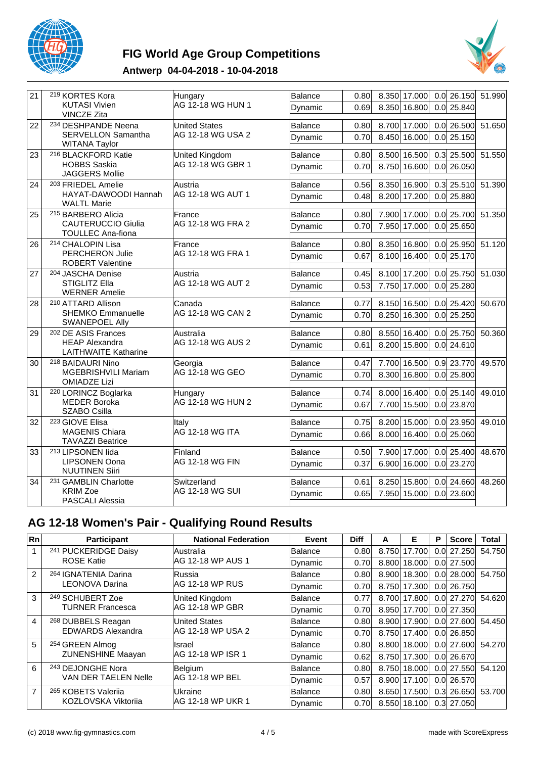# FIG World Age Group Competitions

## Antwerp 04-04-2018 - 10-04-2018

| Rn | Participant | National Federation | Event | Diff | A | E | P | Score | Total |
|---|---|---|---|---|---|---|---|---|---|
| 21 | 219 KORTES Kora KUTASI Vivien VINCZE Zita | Hungary AG 12-18 WG HUN 1 | Balance | 0.80 | 8.350 | 17.000 | 0.0 | 26.150 | 51.990 |
| | | | Dynamic | 0.69 | 8.350 | 16.800 | 0.0 | 25.840 | |
| 22 | 234 DESHPANDE Neena SERVELLON Samantha WITANA Taylor | United States AG 12-18 WG USA 2 | Balance | 0.80 | 8.700 | 17.000 | 0.0 | 26.500 | 51.650 |
| | | | Dynamic | 0.70 | 8.450 | 16.000 | 0.0 | 25.150 | |
| 23 | 216 BLACKFORD Katie HOBBS Saskia JAGGERS Mollie | United Kingdom AG 12-18 WG GBR 1 | Balance | 0.80 | 8.500 | 16.500 | 0.3 | 25.500 | 51.550 |
| | | | Dynamic | 0.70 | 8.750 | 16.600 | 0.0 | 26.050 | |
| 24 | 203 FRIEDEL Amelie HAYAT-DAWOODI Hannah WALTL Marie | Austria AG 12-18 WG AUT 1 | Balance | 0.56 | 8.350 | 16.900 | 0.3 | 25.510 | 51.390 |
| | | | Dynamic | 0.48 | 8.200 | 17.200 | 0.0 | 25.880 | |
| 25 | 215 BARBERO Alicia CAUTERUCCIO Giulia TOULLEC Ana-fiona | France AG 12-18 WG FRA 2 | Balance | 0.80 | 7.900 | 17.000 | 0.0 | 25.700 | 51.350 |
| | | | Dynamic | 0.70 | 7.950 | 17.000 | 0.0 | 25.650 | |
| 26 | 214 CHALOPIN Lisa PERCHERON Julie ROBERT Valentine | France AG 12-18 WG FRA 1 | Balance | 0.80 | 8.350 | 16.800 | 0.0 | 25.950 | 51.120 |
| | | | Dynamic | 0.67 | 8.100 | 16.400 | 0.0 | 25.170 | |
| 27 | 204 JASCHA Denise STIGLITZ Ella WERNER Amelie | Austria AG 12-18 WG AUT 2 | Balance | 0.45 | 8.100 | 17.200 | 0.0 | 25.750 | 51.030 |
| | | | Dynamic | 0.53 | 7.750 | 17.000 | 0.0 | 25.280 | |
| 28 | 210 ATTARD Allison SHEMKO Emmanuelle SWANEPOEL Ally | Canada AG 12-18 WG CAN 2 | Balance | 0.77 | 8.150 | 16.500 | 0.0 | 25.420 | 50.670 |
| | | | Dynamic | 0.70 | 8.250 | 16.300 | 0.0 | 25.250 | |
| 29 | 202 DE ASIS Frances HEAP Alexandra LAITHWAITE Katharine | Australia AG 12-18 WG AUS 2 | Balance | 0.80 | 8.550 | 16.400 | 0.0 | 25.750 | 50.360 |
| | | | Dynamic | 0.61 | 8.200 | 15.800 | 0.0 | 24.610 | |
| 30 | 218 BAIDAURI Nino MGEBRISHVILI Mariam OMIADZE Lizi | Georgia AG 12-18 WG GEO | Balance | 0.47 | 7.700 | 16.500 | 0.9 | 23.770 | 49.570 |
| | | | Dynamic | 0.70 | 8.300 | 16.800 | 0.0 | 25.800 | |
| 31 | 220 LORINCZ Boglarka MEDER Boroka SZABO Csilla | Hungary AG 12-18 WG HUN 2 | Balance | 0.74 | 8.000 | 16.400 | 0.0 | 25.140 | 49.010 |
| | | | Dynamic | 0.67 | 7.700 | 15.500 | 0.0 | 23.870 | |
| 32 | 223 GIOVE Elisa MAGENIS Chiara TAVAZZI Beatrice | Italy AG 12-18 WG ITA | Balance | 0.75 | 8.200 | 15.000 | 0.0 | 23.950 | 49.010 |
| | | | Dynamic | 0.66 | 8.000 | 16.400 | 0.0 | 25.060 | |
| 33 | 213 LIPSONEN Iida LIPSONEN Oona NUUTINEN Siiri | Finland AG 12-18 WG FIN | Balance | 0.50 | 7.900 | 17.000 | 0.0 | 25.400 | 48.670 |
| | | | Dynamic | 0.37 | 6.900 | 16.000 | 0.0 | 23.270 | |
| 34 | 231 GAMBLIN Charlotte KRIM Zoe PASCALI Alessia | Switzerland AG 12-18 WG SUI | Balance | 0.61 | 8.250 | 15.800 | 0.0 | 24.660 | 48.260 |
| | | | Dynamic | 0.65 | 7.950 | 15.000 | 0.0 | 23.600 | |

## AG 12-18 Women's Pair - Qualifying Round Results

| Rn | Participant | National Federation | Event | Diff | A | E | P | Score | Total |
|---|---|---|---|---|---|---|---|---|---|
| 1 | 241 PUCKERIDGE Daisy ROSE Katie | Australia AG 12-18 WP AUS 1 | Balance | 0.80 | 8.750 | 17.700 | 0.0 | 27.250 | 54.750 |
| | | | Dynamic | 0.70 | 8.800 | 18.000 | 0.0 | 27.500 | |
| 2 | 264 IGNATENIA Darina LEONOVA Darina | Russia AG 12-18 WP RUS | Balance | 0.80 | 8.900 | 18.300 | 0.0 | 28.000 | 54.750 |
| | | | Dynamic | 0.70 | 8.750 | 17.300 | 0.0 | 26.750 | |
| 3 | 249 SCHUBERT Zoe TURNER Francesca | United Kingdom AG 12-18 WP GBR | Balance | 0.77 | 8.700 | 17.800 | 0.0 | 27.270 | 54.620 |
| | | | Dynamic | 0.70 | 8.950 | 17.700 | 0.0 | 27.350 | |
| 4 | 268 DUBBELS Reagan EDWARDS Alexandra | United States AG 12-18 WP USA 2 | Balance | 0.80 | 8.900 | 17.900 | 0.0 | 27.600 | 54.450 |
| | | | Dynamic | 0.70 | 8.750 | 17.400 | 0.0 | 26.850 | |
| 5 | 254 GREEN Almog ZUNENSHINE Maayan | Israel AG 12-18 WP ISR 1 | Balance | 0.80 | 8.800 | 18.000 | 0.0 | 27.600 | 54.270 |
| | | | Dynamic | 0.62 | 8.750 | 17.300 | 0.0 | 26.670 | |
| 6 | 243 DEJONGHE Nora VAN DER TAELEN Nelle | Belgium AG 12-18 WP BEL | Balance | 0.80 | 8.750 | 18.000 | 0.0 | 27.550 | 54.120 |
| | | | Dynamic | 0.57 | 8.900 | 17.100 | 0.0 | 26.570 | |
| 7 | 265 KOBETS Valeriia KOZLOVSKA Viktoriia | Ukraine AG 12-18 WP UKR 1 | Balance | 0.80 | 8.650 | 17.500 | 0.3 | 26.650 | 53.700 |
| | | | Dynamic | 0.70 | 8.550 | 18.100 | 0.3 | 27.050 | |

(c) 2018 www.fig-gymnastics.com made with ScoreExpress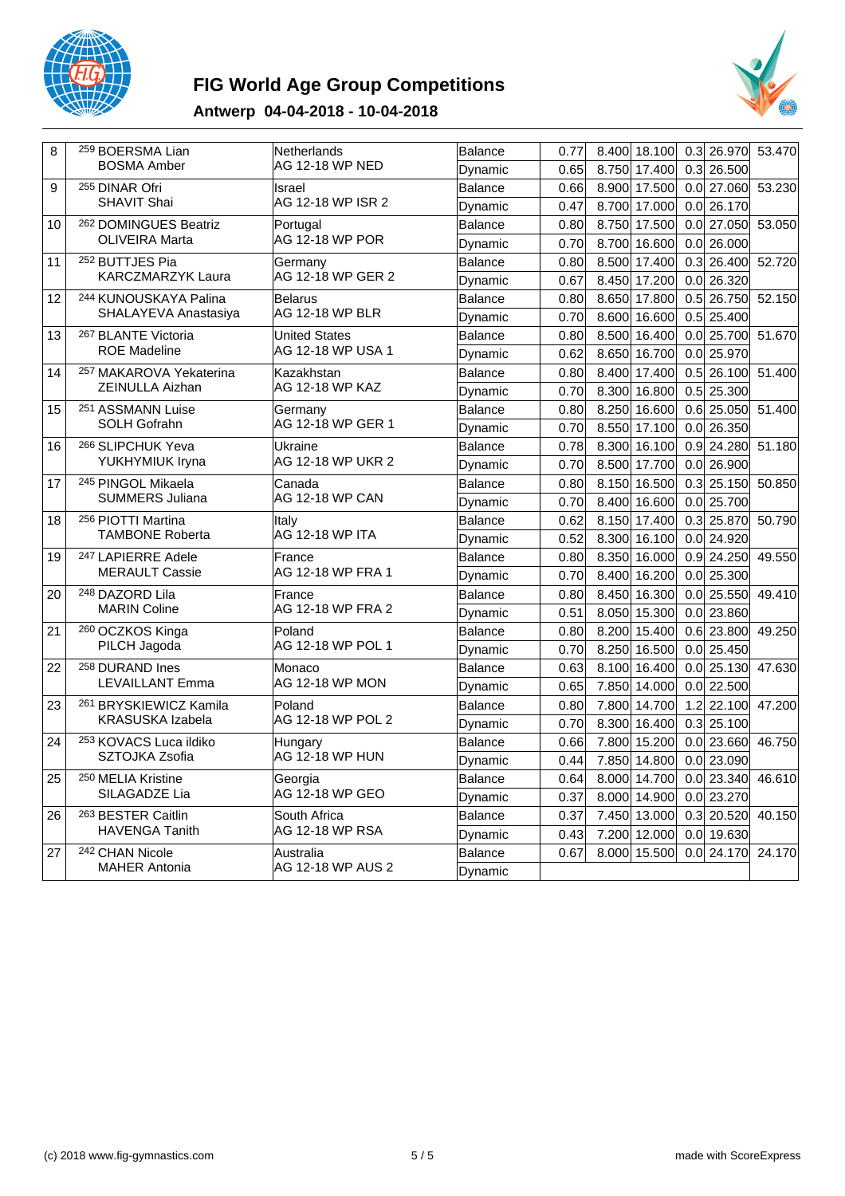# FIG World Age Group Competitions

## Antwerp 04-04-2018 - 10-04-2018

| | | | | | | | | | |
|---|---|---|---|---|---|---|---|---|---|
| 8 | 259 BOERSMA Lian<br>BOSMA Amber | Netherlands<br>AG 12-18 WP NED | Balance | 0.77 | 8.400 | 18.100 | 0.3 | 26.970 | 53.470 |
| | | | Dynamic | 0.65 | 8.750 | 17.400 | 0.3 | 26.500 | |
| 9 | 255 DINAR Ofri<br>SHAVIT Shai | Israel<br>AG 12-18 WP ISR 2 | Balance | 0.66 | 8.900 | 17.500 | 0.0 | 27.060 | 53.230 |
| | | | Dynamic | 0.47 | 8.700 | 17.000 | 0.0 | 26.170 | |
| 10 | 262 DOMINGUES Beatriz<br>OLIVEIRA Marta | Portugal<br>AG 12-18 WP POR | Balance | 0.80 | 8.750 | 17.500 | 0.0 | 27.050 | 53.050 |
| | | | Dynamic | 0.70 | 8.700 | 16.600 | 0.0 | 26.000 | |
| 11 | 252 BUTTJES Pia<br>KARCZMARZYK Laura | Germany<br>AG 12-18 WP GER 2 | Balance | 0.80 | 8.500 | 17.400 | 0.3 | 26.400 | 52.720 |
| | | | Dynamic | 0.67 | 8.450 | 17.200 | 0.0 | 26.320 | |
| 12 | 244 KUNOUSKAYA Palina<br>SHALAYEVA Anastasiya | Belarus<br>AG 12-18 WP BLR | Balance | 0.80 | 8.650 | 17.800 | 0.5 | 26.750 | 52.150 |
| | | | Dynamic | 0.70 | 8.600 | 16.600 | 0.5 | 25.400 | |
| 13 | 267 BLANTE Victoria<br>ROE Madeline | United States<br>AG 12-18 WP USA 1 | Balance | 0.80 | 8.500 | 16.400 | 0.0 | 25.700 | 51.670 |
| | | | Dynamic | 0.62 | 8.650 | 16.700 | 0.0 | 25.970 | |
| 14 | 257 MAKAROVA Yekaterina<br>ZEINULLA Aizhan | Kazakhstan<br>AG 12-18 WP KAZ | Balance | 0.80 | 8.400 | 17.400 | 0.5 | 26.100 | 51.400 |
| | | | Dynamic | 0.70 | 8.300 | 16.800 | 0.5 | 25.300 | |
| 15 | 251 ASSMANN Luise<br>SOLH Gofrahn | Germany<br>AG 12-18 WP GER 1 | Balance | 0.80 | 8.250 | 16.600 | 0.6 | 25.050 | 51.400 |
| | | | Dynamic | 0.70 | 8.550 | 17.100 | 0.0 | 26.350 | |
| 16 | 266 SLIPCHUK Yeva<br>YUKHYMIUK Iryna | Ukraine<br>AG 12-18 WP UKR 2 | Balance | 0.78 | 8.300 | 16.100 | 0.9 | 24.280 | 51.180 |
| | | | Dynamic | 0.70 | 8.500 | 17.700 | 0.0 | 26.900 | |
| 17 | 245 PINGOL Mikaela<br>SUMMERS Juliana | Canada<br>AG 12-18 WP CAN | Balance | 0.80 | 8.150 | 16.500 | 0.3 | 25.150 | 50.850 |
| | | | Dynamic | 0.70 | 8.400 | 16.600 | 0.0 | 25.700 | |
| 18 | 256 PIOTTI Martina<br>TAMBONE Roberta | Italy<br>AG 12-18 WP ITA | Balance | 0.62 | 8.150 | 17.400 | 0.3 | 25.870 | 50.790 |
| | | | Dynamic | 0.52 | 8.300 | 16.100 | 0.0 | 24.920 | |
| 19 | 247 LAPIERRE Adele<br>MERAULT Cassie | France<br>AG 12-18 WP FRA 1 | Balance | 0.80 | 8.350 | 16.000 | 0.9 | 24.250 | 49.550 |
| | | | Dynamic | 0.70 | 8.400 | 16.200 | 0.0 | 25.300 | |
| 20 | 248 DAZORD Lila<br>MARIN Coline | France<br>AG 12-18 WP FRA 2 | Balance | 0.80 | 8.450 | 16.300 | 0.0 | 25.550 | 49.410 |
| | | | Dynamic | 0.51 | 8.050 | 15.300 | 0.0 | 23.860 | |
| 21 | 260 OCZKOS Kinga<br>PILCH Jagoda | Poland<br>AG 12-18 WP POL 1 | Balance | 0.80 | 8.200 | 15.400 | 0.6 | 23.800 | 49.250 |
| | | | Dynamic | 0.70 | 8.250 | 16.500 | 0.0 | 25.450 | |
| 22 | 258 DURAND Ines<br>LEVAILLANT Emma | Monaco<br>AG 12-18 WP MON | Balance | 0.63 | 8.100 | 16.400 | 0.0 | 25.130 | 47.630 |
| | | | Dynamic | 0.65 | 7.850 | 14.000 | 0.0 | 22.500 | |
| 23 | 261 BRYSKIEWICZ Kamila<br>KRASUSKA Izabela | Poland<br>AG 12-18 WP POL 2 | Balance | 0.80 | 7.800 | 14.700 | 1.2 | 22.100 | 47.200 |
| | | | Dynamic | 0.70 | 8.300 | 16.400 | 0.3 | 25.100 | |
| 24 | 253 KOVACS Luca ildiko<br>SZTOJKA Zsofia | Hungary<br>AG 12-18 WP HUN | Balance | 0.66 | 7.800 | 15.200 | 0.0 | 23.660 | 46.750 |
| | | | Dynamic | 0.44 | 7.850 | 14.800 | 0.0 | 23.090 | |
| 25 | 250 MELIA Kristine<br>SILAGADZE Lia | Georgia<br>AG 12-18 WP GEO | Balance | 0.64 | 8.000 | 14.700 | 0.0 | 23.340 | 46.610 |
| | | | Dynamic | 0.37 | 8.000 | 14.900 | 0.0 | 23.270 | |
| 26 | 263 BESTER Caitlin<br>HAVENGA Tanith | South Africa<br>AG 12-18 WP RSA | Balance | 0.37 | 7.450 | 13.000 | 0.3 | 20.520 | 40.150 |
| | | | Dynamic | 0.43 | 7.200 | 12.000 | 0.0 | 19.630 | |
| 27 | 242 CHAN Nicole<br>MAHER Antonia | Australia<br>AG 12-18 WP AUS 2 | Balance | 0.67 | 8.000 | 15.500 | 0.0 | 24.170 | 24.170 |
| | | | Dynamic | | | | | | |